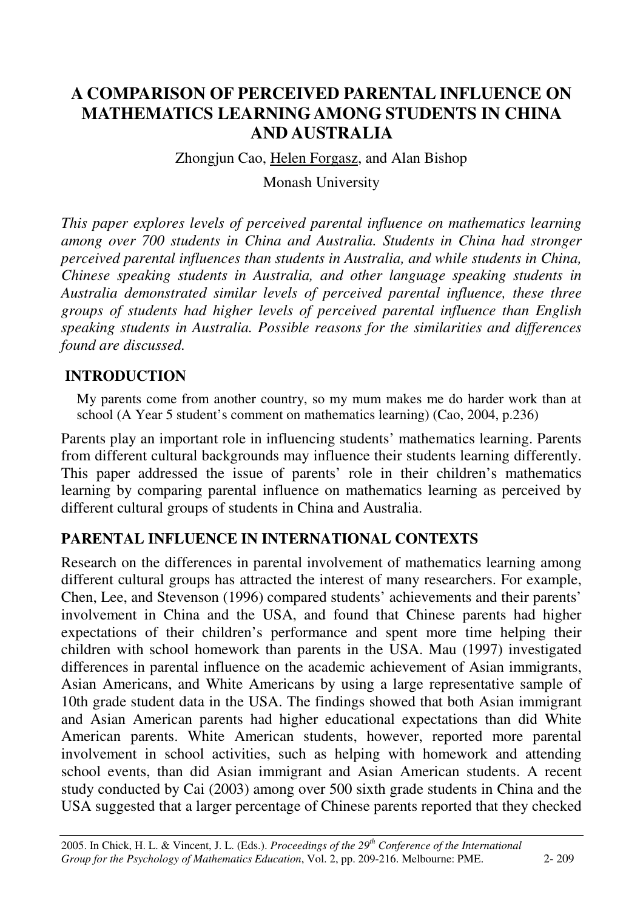# A COMPARISON OF PERCEIVED PARENTAL INFLUENCE ON MATHEMATICS LEARNING AMONG STUDENTS IN CHINA AND AUSTRALIA

Zhongjun Cao, Helen Forgasz, and Alan Bishop

Monash University

*This paper explores levels of perceived parental influence on mathematics learning among over 700 students in China and Australia. Students in China had stronger perceived parental influences than students in Australia, and while students in China, Chinese speaking students in Australia, and other language speaking students in Australia demonstrated similar levels of perceived parental influence, these three groups of students had higher levels of perceived parental influence than English speaking students in Australia. Possible reasons for the similarities and differences found are discussed.*

## INTRODUCTION

> My parents come from another country, so my mum makes me do harder work than at school (A Year 5 student's comment on mathematics learning) (Cao, 2004, p.236)

Parents play an important role in influencing students' mathematics learning. Parents from different cultural backgrounds may influence their students learning differently. This paper addressed the issue of parents' role in their children's mathematics learning by comparing parental influence on mathematics learning as perceived by different cultural groups of students in China and Australia.

## PARENTAL INFLUENCE IN INTERNATIONAL CONTEXTS

Research on the differences in parental involvement of mathematics learning among different cultural groups has attracted the interest of many researchers. For example, Chen, Lee, and Stevenson (1996) compared students' achievements and their parents' involvement in China and the USA, and found that Chinese parents had higher expectations of their children's performance and spent more time helping their children with school homework than parents in the USA. Mau (1997) investigated differences in parental influence on the academic achievement of Asian immigrants, Asian Americans, and White Americans by using a large representative sample of 10th grade student data in the USA. The findings showed that both Asian immigrant and Asian American parents had higher educational expectations than did White American parents. White American students, however, reported more parental involvement in school activities, such as helping with homework and attending school events, than did Asian immigrant and Asian American students. A recent study conducted by Cai (2003) among over 500 sixth grade students in China and the USA suggested that a larger percentage of Chinese parents reported that they checked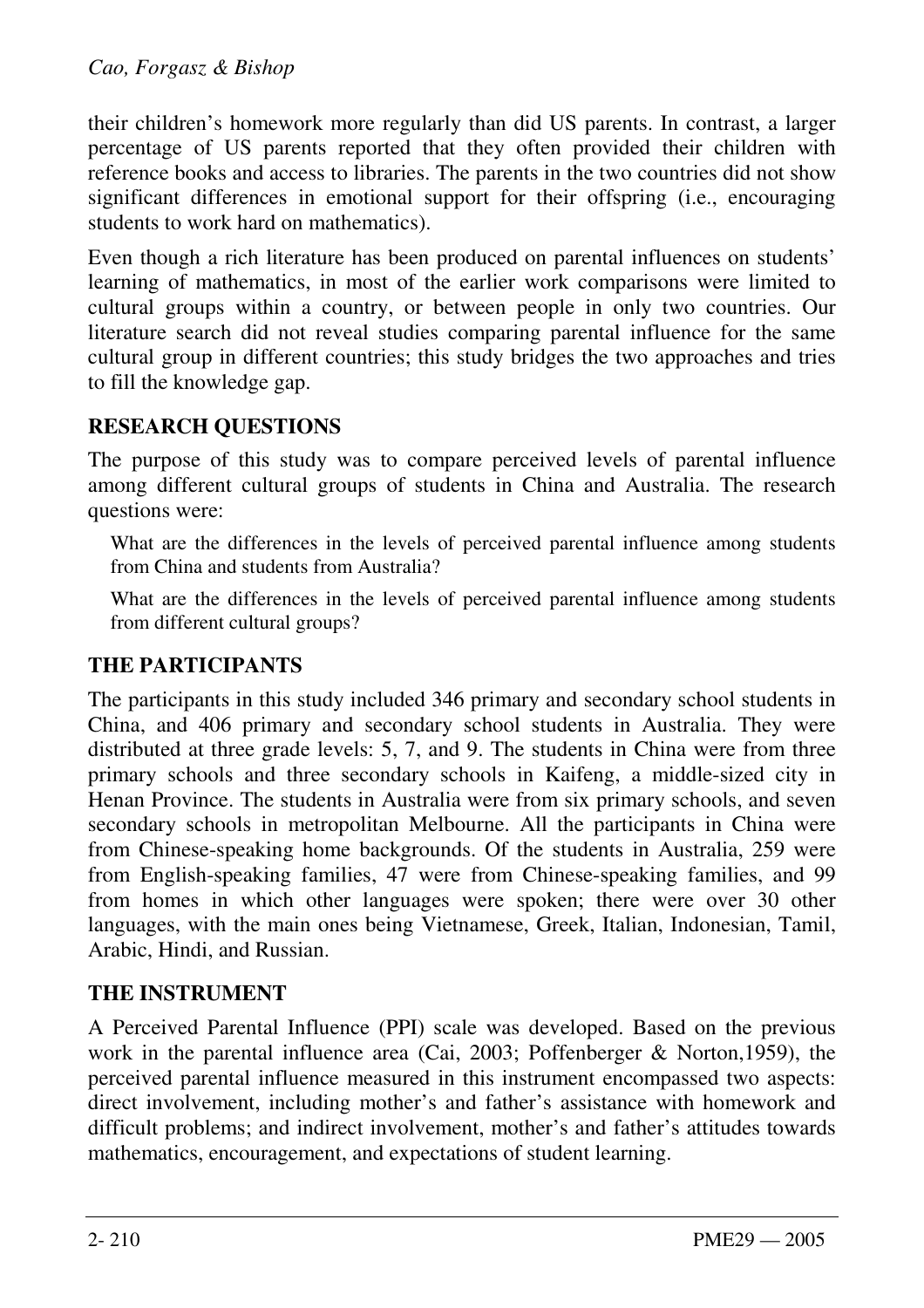their children's homework more regularly than did US parents. In contrast, a larger percentage of US parents reported that they often provided their children with reference books and access to libraries. The parents in the two countries did not show significant differences in emotional support for their offspring (i.e., encouraging students to work hard on mathematics).

Even though a rich literature has been produced on parental influences on students' learning of mathematics, in most of the earlier work comparisons were limited to cultural groups within a country, or between people in only two countries. Our literature search did not reveal studies comparing parental influence for the same cultural group in different countries; this study bridges the two approaches and tries to fill the knowledge gap.

## RESEARCH QUESTIONS

The purpose of this study was to compare perceived levels of parental influence among different cultural groups of students in China and Australia. The research questions were:

> What are the differences in the levels of perceived parental influence among students from China and students from Australia?
>
> What are the differences in the levels of perceived parental influence among students from different cultural groups?

## THE PARTICIPANTS

The participants in this study included 346 primary and secondary school students in China, and 406 primary and secondary school students in Australia. They were distributed at three grade levels: 5, 7, and 9. The students in China were from three primary schools and three secondary schools in Kaifeng, a middle-sized city in Henan Province. The students in Australia were from six primary schools, and seven secondary schools in metropolitan Melbourne. All the participants in China were from Chinese-speaking home backgrounds. Of the students in Australia, 259 were from English-speaking families, 47 were from Chinese-speaking families, and 99 from homes in which other languages were spoken; there were over 30 other languages, with the main ones being Vietnamese, Greek, Italian, Indonesian, Tamil, Arabic, Hindi, and Russian.

## THE INSTRUMENT

A Perceived Parental Influence (PPI) scale was developed. Based on the previous work in the parental influence area (Cai, 2003; Poffenberger & Norton,1959), the perceived parental influence measured in this instrument encompassed two aspects: direct involvement, including mother's and father's assistance with homework and difficult problems; and indirect involvement, mother's and father's attitudes towards mathematics, encouragement, and expectations of student learning.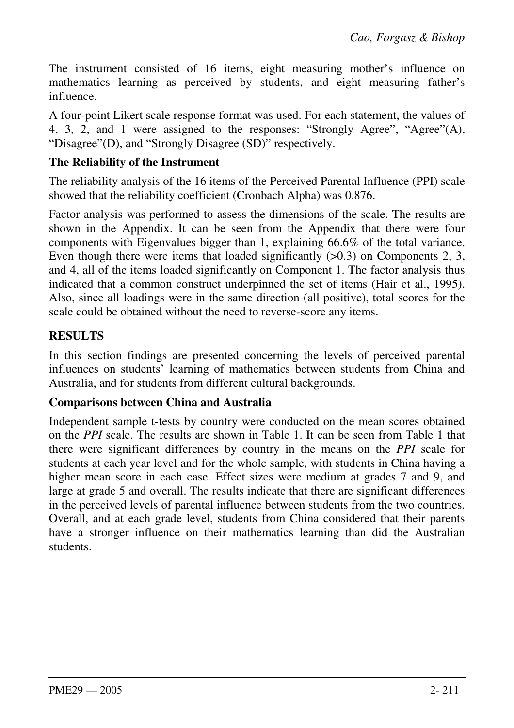The instrument consisted of 16 items, eight measuring mother's influence on mathematics learning as perceived by students, and eight measuring father's influence.

A four-point Likert scale response format was used. For each statement, the values of 4, 3, 2, and 1 were assigned to the responses: "Strongly Agree", "Agree"(A), "Disagree"(D), and "Strongly Disagree (SD)" respectively.

**The Reliability of the Instrument**

The reliability analysis of the 16 items of the Perceived Parental Influence (PPI) scale showed that the reliability coefficient (Cronbach Alpha) was 0.876.

Factor analysis was performed to assess the dimensions of the scale. The results are shown in the Appendix. It can be seen from the Appendix that there were four components with Eigenvalues bigger than 1, explaining 66.6% of the total variance. Even though there were items that loaded significantly (>0.3) on Components 2, 3, and 4, all of the items loaded significantly on Component 1. The factor analysis thus indicated that a common construct underpinned the set of items (Hair et al., 1995). Also, since all loadings were in the same direction (all positive), total scores for the scale could be obtained without the need to reverse-score any items.

## RESULTS

In this section findings are presented concerning the levels of perceived parental influences on students' learning of mathematics between students from China and Australia, and for students from different cultural backgrounds.

**Comparisons between China and Australia**

Independent sample t-tests by country were conducted on the mean scores obtained on the *PPI* scale. The results are shown in Table 1. It can be seen from Table 1 that there were significant differences by country in the means on the *PPI* scale for students at each year level and for the whole sample, with students in China having a higher mean score in each case. Effect sizes were medium at grades 7 and 9, and large at grade 5 and overall. The results indicate that there are significant differences in the perceived levels of parental influence between students from the two countries. Overall, and at each grade level, students from China considered that their parents have a stronger influence on their mathematics learning than did the Australian students.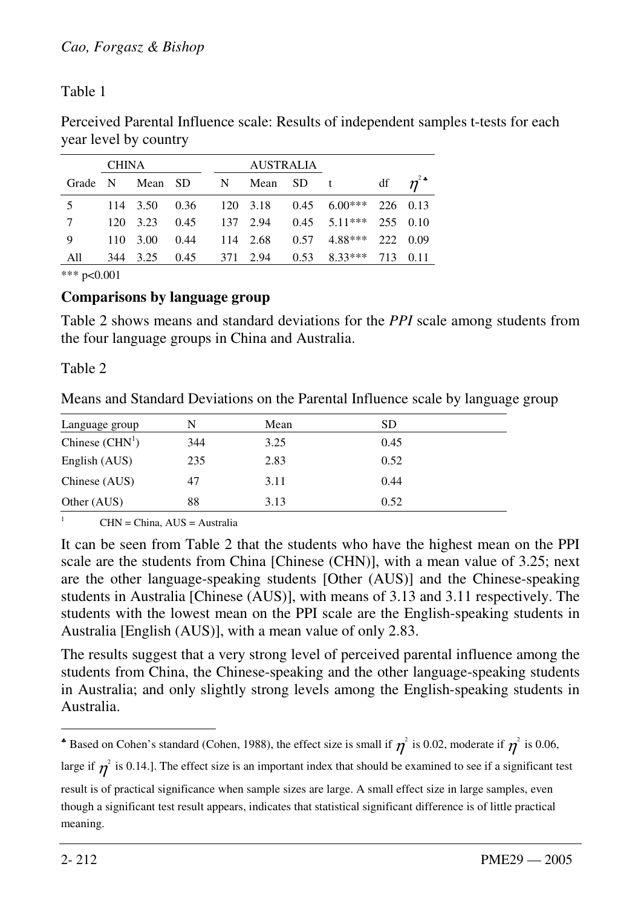Table 1

Perceived Parental Influence scale: Results of independent samples t-tests for each year level by country

| | CHINA | | | AUSTRALIA | | | | | |
|---|---|---|---|---|---|---|---|---|---|
| Grade | N | Mean | SD | N | Mean | SD | t | df | $\eta^2$ ♣ |
| 5 | 114 | 3.50 | 0.36 | 120 | 3.18 | 0.45 | 6.00*** | 226 | 0.13 |
| 7 | 120 | 3.23 | 0.45 | 137 | 2.94 | 0.45 | 5.11*** | 255 | 0.10 |
| 9 | 110 | 3.00 | 0.44 | 114 | 2.68 | 0.57 | 4.88*** | 222 | 0.09 |
| All | 344 | 3.25 | 0.45 | 371 | 2.94 | 0.53 | 8.33*** | 713 | 0.11 |

*** $p<0.001$

**Comparisons by language group**

Table 2 shows means and standard deviations for the *PPI* scale among students from the four language groups in China and Australia.

Table 2

Means and Standard Deviations on the Parental Influence scale by language group

| Language group | N | Mean | SD |
|---|---|---|---|
| Chinese (CHN[1]) | 344 | 3.25 | 0.45 |
| English (AUS) | 235 | 2.83 | 0.52 |
| Chinese (AUS) | 47 | 3.11 | 0.44 |
| Other (AUS) | 88 | 3.13 | 0.52 |

[1] CHN = China, AUS = Australia

It can be seen from Table 2 that the students who have the highest mean on the PPI scale are the students from China [Chinese (CHN)], with a mean value of 3.25; next are the other language-speaking students [Other (AUS)] and the Chinese-speaking students in Australia [Chinese (AUS)], with means of 3.13 and 3.11 respectively. The students with the lowest mean on the PPI scale are the English-speaking students in Australia [English (AUS)], with a mean value of only 2.83.

The results suggest that a very strong level of perceived parental influence among the students from China, the Chinese-speaking and the other language-speaking students in Australia; and only slightly strong levels among the English-speaking students in Australia.

---

♣ Based on Cohen's standard (Cohen, 1988), the effect size is small if $\eta^2$ is 0.02, moderate if $\eta^2$ is 0.06, large if $\eta^2$ is 0.14.]. The effect size is an important index that should be examined to see if a significant test result is of practical significance when sample sizes are large. A small effect size in large samples, even though a significant test result appears, indicates that statistical significant difference is of little practical meaning.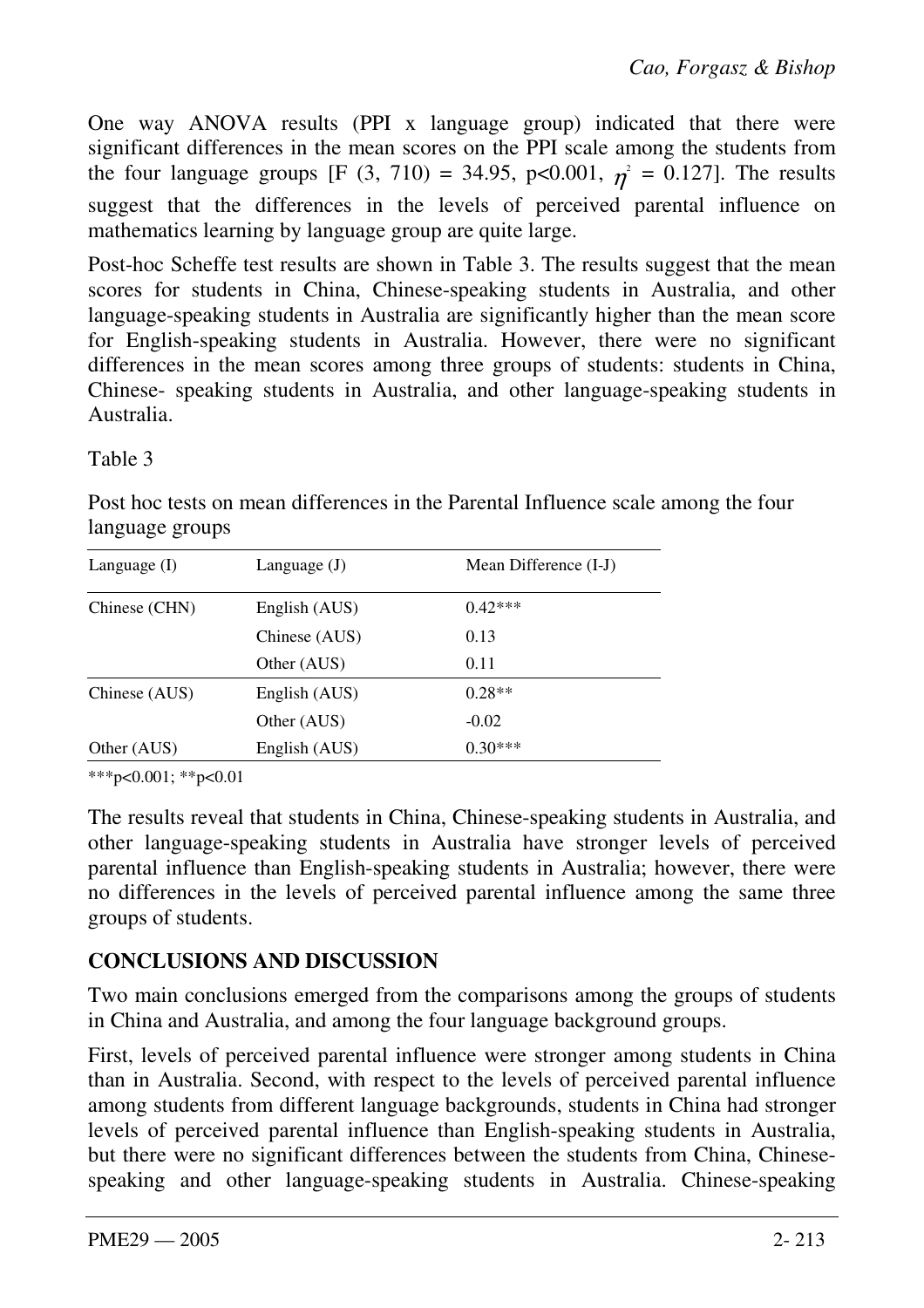One way ANOVA results (PPI x language group) indicated that there were significant differences in the mean scores on the PPI scale among the students from the four language groups [$F(3, 710) = 34.95$, $p<0.001$, $\eta^2 = 0.127$]. The results suggest that the differences in the levels of perceived parental influence on mathematics learning by language group are quite large.

Post-hoc Scheffe test results are shown in Table 3. The results suggest that the mean scores for students in China, Chinese-speaking students in Australia, and other language-speaking students in Australia are significantly higher than the mean score for English-speaking students in Australia. However, there were no significant differences in the mean scores among three groups of students: students in China, Chinese- speaking students in Australia, and other language-speaking students in Australia.

Table 3

Post hoc tests on mean differences in the Parental Influence scale among the four language groups

| Language (I) | Language (J) | Mean Difference (I-J) |
|---|---|---|
| Chinese (CHN) | English (AUS) | 0.42*** |
| | Chinese (AUS) | 0.13 |
| | Other (AUS) | 0.11 |
| Chinese (AUS) | English (AUS) | 0.28** |
| | Other (AUS) | -0.02 |
| Other (AUS) | English (AUS) | 0.30*** |

***p<0.001; **p<0.01

The results reveal that students in China, Chinese-speaking students in Australia, and other language-speaking students in Australia have stronger levels of perceived parental influence than English-speaking students in Australia; however, there were no differences in the levels of perceived parental influence among the same three groups of students.

## CONCLUSIONS AND DISCUSSION

Two main conclusions emerged from the comparisons among the groups of students in China and Australia, and among the four language background groups.

First, levels of perceived parental influence were stronger among students in China than in Australia. Second, with respect to the levels of perceived parental influence among students from different language backgrounds, students in China had stronger levels of perceived parental influence than English-speaking students in Australia, but there were no significant differences between the students from China, Chinese-speaking and other language-speaking students in Australia. Chinese-speaking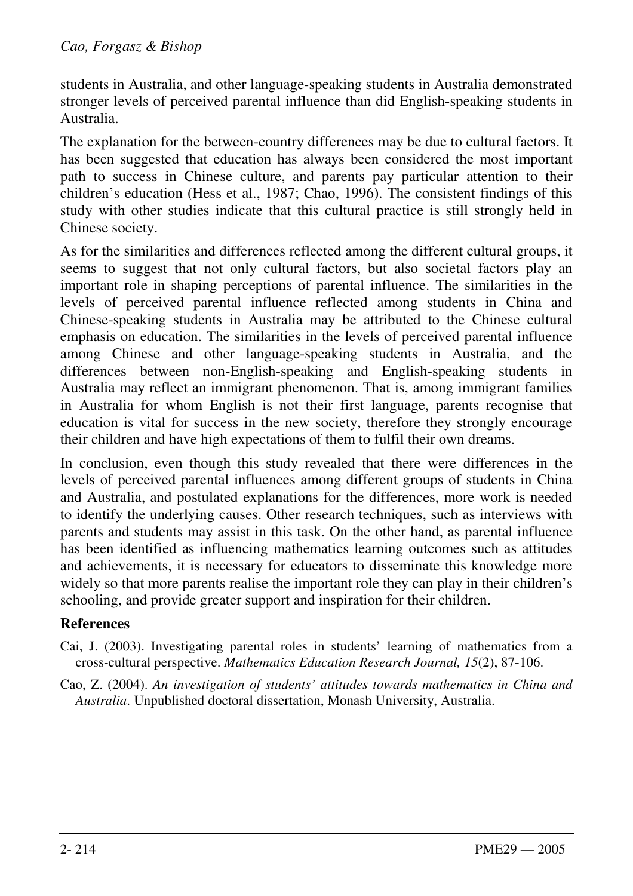students in Australia, and other language-speaking students in Australia demonstrated stronger levels of perceived parental influence than did English-speaking students in Australia.

The explanation for the between-country differences may be due to cultural factors. It has been suggested that education has always been considered the most important path to success in Chinese culture, and parents pay particular attention to their children's education (Hess et al., 1987; Chao, 1996). The consistent findings of this study with other studies indicate that this cultural practice is still strongly held in Chinese society.

As for the similarities and differences reflected among the different cultural groups, it seems to suggest that not only cultural factors, but also societal factors play an important role in shaping perceptions of parental influence. The similarities in the levels of perceived parental influence reflected among students in China and Chinese-speaking students in Australia may be attributed to the Chinese cultural emphasis on education. The similarities in the levels of perceived parental influence among Chinese and other language-speaking students in Australia, and the differences between non-English-speaking and English-speaking students in Australia may reflect an immigrant phenomenon. That is, among immigrant families in Australia for whom English is not their first language, parents recognise that education is vital for success in the new society, therefore they strongly encourage their children and have high expectations of them to fulfil their own dreams.

In conclusion, even though this study revealed that there were differences in the levels of perceived parental influences among different groups of students in China and Australia, and postulated explanations for the differences, more work is needed to identify the underlying causes. Other research techniques, such as interviews with parents and students may assist in this task. On the other hand, as parental influence has been identified as influencing mathematics learning outcomes such as attitudes and achievements, it is necessary for educators to disseminate this knowledge more widely so that more parents realise the important role they can play in their children's schooling, and provide greater support and inspiration for their children.

## References

Cai, J. (2003). Investigating parental roles in students' learning of mathematics from a cross-cultural perspective. *Mathematics Education Research Journal, 15*(2), 87-106.

Cao, Z. (2004). *An investigation of students' attitudes towards mathematics in China and Australia*. Unpublished doctoral dissertation, Monash University, Australia.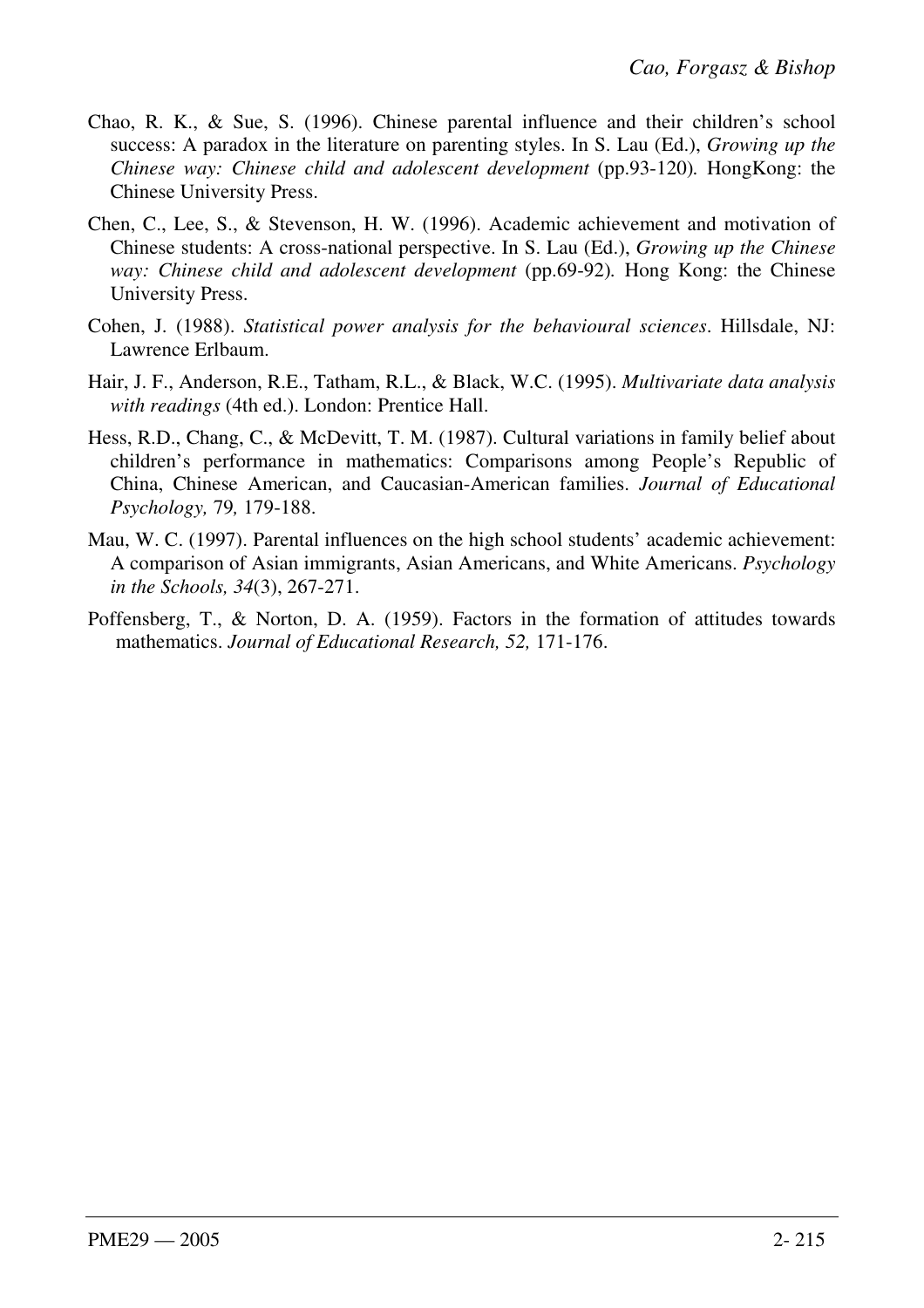Chao, R. K., & Sue, S. (1996). Chinese parental influence and their children's school success: A paradox in the literature on parenting styles. In S. Lau (Ed.), *Growing up the Chinese way: Chinese child and adolescent development* (pp.93-120)*.* HongKong: the Chinese University Press.

Chen, C., Lee, S., & Stevenson, H. W. (1996). Academic achievement and motivation of Chinese students: A cross-national perspective. In S. Lau (Ed.), *Growing up the Chinese way: Chinese child and adolescent development* (pp.69-92)*.* Hong Kong: the Chinese University Press.

Cohen, J. (1988). *Statistical power analysis for the behavioural sciences*. Hillsdale, NJ: Lawrence Erlbaum.

Hair, J. F., Anderson, R.E., Tatham, R.L., & Black, W.C. (1995). *Multivariate data analysis with readings* (4th ed.). London: Prentice Hall.

Hess, R.D., Chang, C., & McDevitt, T. M. (1987). Cultural variations in family belief about children's performance in mathematics: Comparisons among People's Republic of China, Chinese American, and Caucasian-American families. *Journal of Educational Psychology,* 79*,* 179-188.

Mau, W. C. (1997). Parental influences on the high school students' academic achievement: A comparison of Asian immigrants, Asian Americans, and White Americans. *Psychology in the Schools, 34*(3), 267-271.

Poffensberg, T., & Norton, D. A. (1959). Factors in the formation of attitudes towards mathematics. *Journal of Educational Research, 52,* 171-176.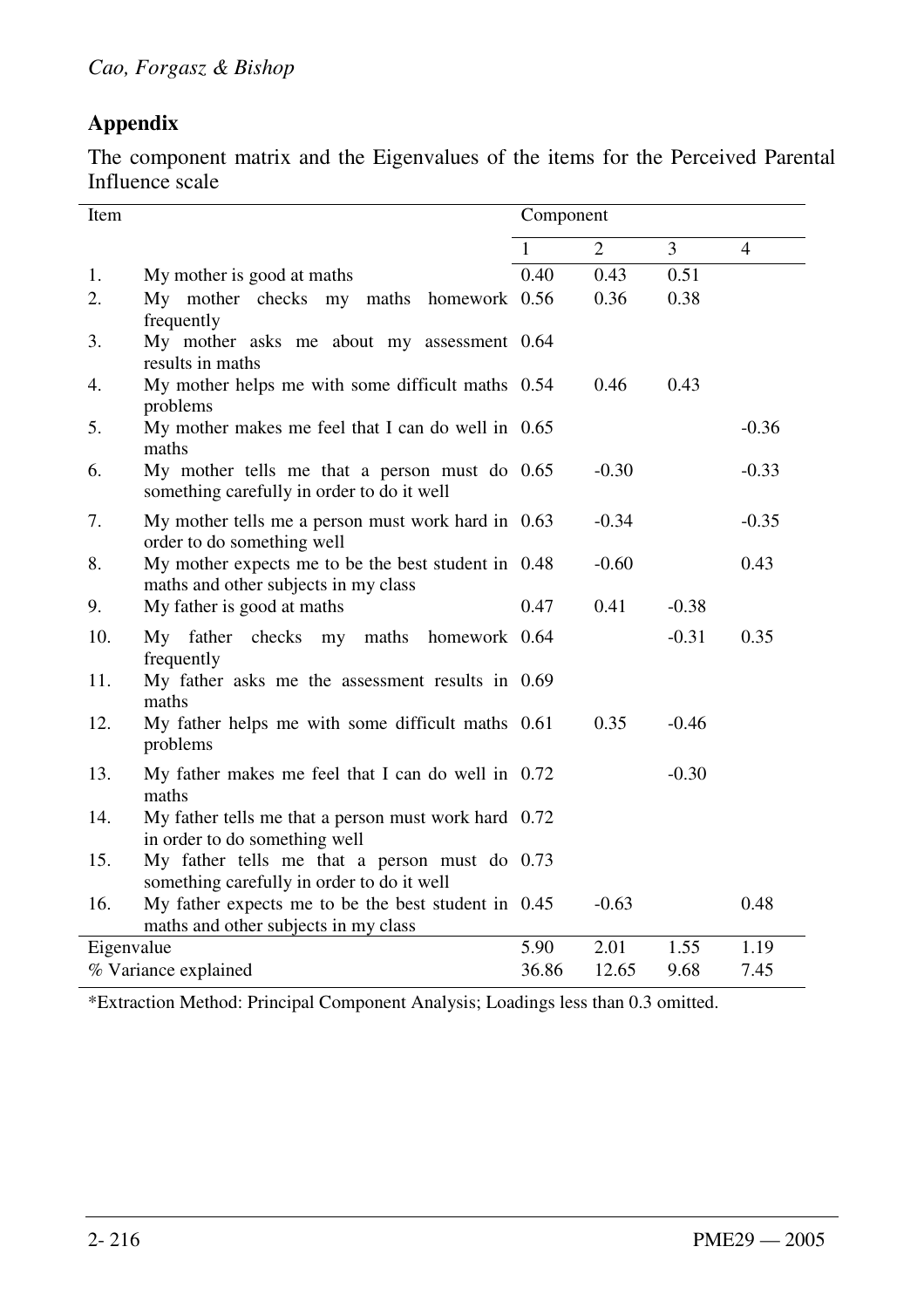## Appendix

The component matrix and the Eigenvalues of the items for the Perceived Parental Influence scale

| Item | | Component | | | |
|---|---|---|---|---|---|
| | | 1 | 2 | 3 | 4 |
| 1. | My mother is good at maths | 0.40 | 0.43 | 0.51 | |
| 2. | My mother checks my maths homework frequently | 0.56 | 0.36 | 0.38 | |
| 3. | My mother asks me about my assessment results in maths | 0.64 | | | |
| 4. | My mother helps me with some difficult maths problems | 0.54 | 0.46 | 0.43 | |
| 5. | My mother makes me feel that I can do well in maths | 0.65 | | | -0.36 |
| 6. | My mother tells me that a person must do something carefully in order to do it well | 0.65 | -0.30 | | -0.33 |
| 7. | My mother tells me a person must work hard in order to do something well | 0.63 | -0.34 | | -0.35 |
| 8. | My mother expects me to be the best student in maths and other subjects in my class | 0.48 | -0.60 | | 0.43 |
| 9. | My father is good at maths | 0.47 | 0.41 | -0.38 | |
| 10. | My father checks my maths homework frequently | 0.64 | | -0.31 | 0.35 |
| 11. | My father asks me the assessment results in maths | 0.69 | | | |
| 12. | My father helps me with some difficult maths problems | 0.61 | 0.35 | -0.46 | |
| 13. | My father makes me feel that I can do well in maths | 0.72 | | -0.30 | |
| 14. | My father tells me that a person must work hard in order to do something well | 0.72 | | | |
| 15. | My father tells me that a person must do something carefully in order to do it well | 0.73 | | | |
| 16. | My father expects me to be the best student in maths and other subjects in my class | 0.45 | -0.63 | | 0.48 |
| Eigenvalue | | 5.90 | 2.01 | 1.55 | 1.19 |
| % Variance explained | | 36.86 | 12.65 | 9.68 | 7.45 |

*Extraction Method: Principal Component Analysis; Loadings less than 0.3 omitted.